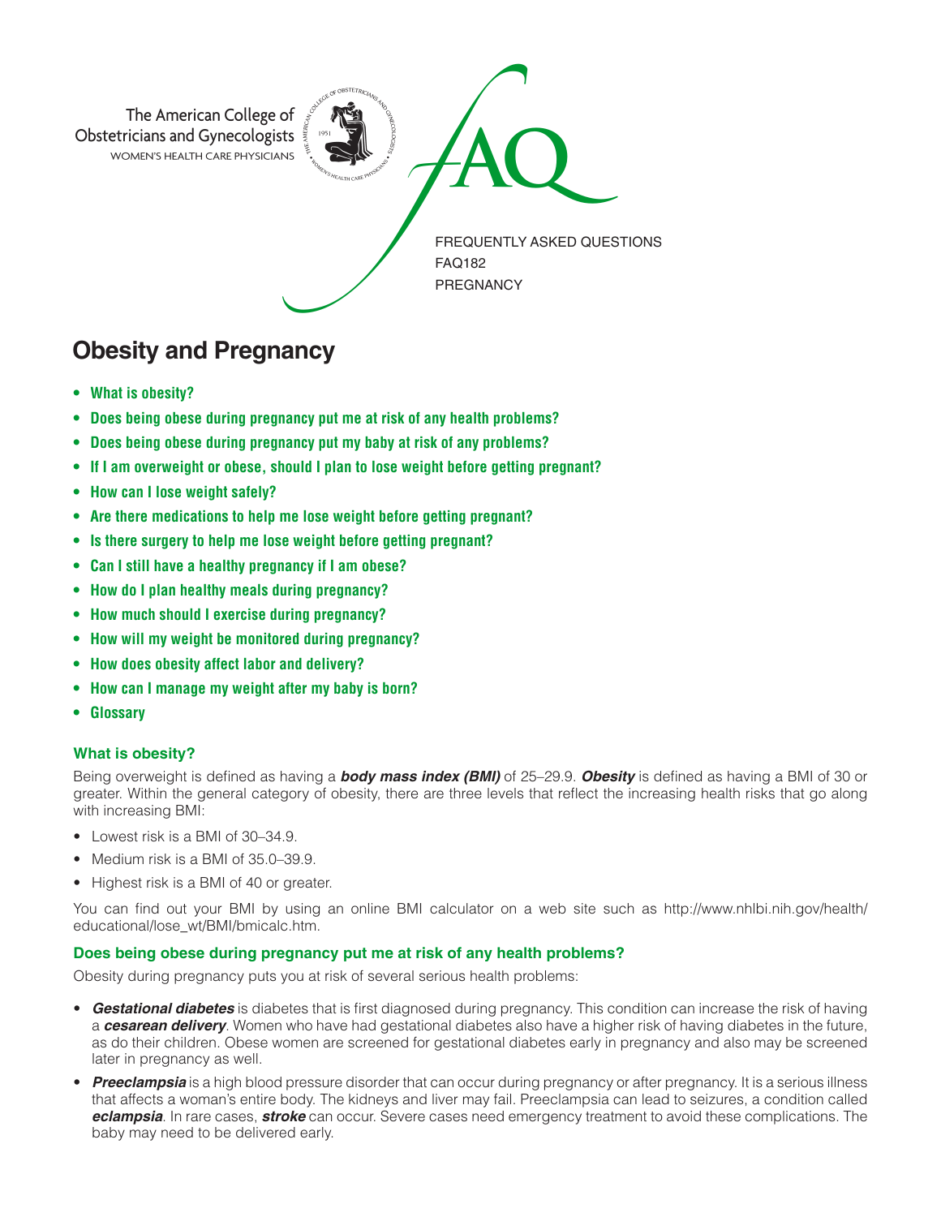The American College of Obstetricians and Gynecologists
WOMEN'S HEALTH CARE PHYSICIANS

FAQ

FREQUENTLY ASKED QUESTIONS
FAQ182
PREGNANCY

# Obesity and Pregnancy

- **What is obesity?**
- **Does being obese during pregnancy put me at risk of any health problems?**
- **Does being obese during pregnancy put my baby at risk of any problems?**
- **If I am overweight or obese, should I plan to lose weight before getting pregnant?**
- **How can I lose weight safely?**
- **Are there medications to help me lose weight before getting pregnant?**
- **Is there surgery to help me lose weight before getting pregnant?**
- **Can I still have a healthy pregnancy if I am obese?**
- **How do I plan healthy meals during pregnancy?**
- **How much should I exercise during pregnancy?**
- **How will my weight be monitored during pregnancy?**
- **How does obesity affect labor and delivery?**
- **How can I manage my weight after my baby is born?**
- **Glossary**

### What is obesity?

Being overweight is defined as having a ***body mass index (BMI)*** of 25–29.9. ***Obesity*** is defined as having a BMI of 30 or greater. Within the general category of obesity, there are three levels that reflect the increasing health risks that go along with increasing BMI:

- Lowest risk is a BMI of 30–34.9.
- Medium risk is a BMI of 35.0–39.9.
- Highest risk is a BMI of 40 or greater.

You can find out your BMI by using an online BMI calculator on a web site such as http://www.nhlbi.nih.gov/health/educational/lose_wt/BMI/bmicalc.htm.

### Does being obese during pregnancy put me at risk of any health problems?

Obesity during pregnancy puts you at risk of several serious health problems:

- ***Gestational diabetes*** is diabetes that is first diagnosed during pregnancy. This condition can increase the risk of having a ***cesarean delivery***. Women who have had gestational diabetes also have a higher risk of having diabetes in the future, as do their children. Obese women are screened for gestational diabetes early in pregnancy and also may be screened later in pregnancy as well.
- ***Preeclampsia*** is a high blood pressure disorder that can occur during pregnancy or after pregnancy. It is a serious illness that affects a woman's entire body. The kidneys and liver may fail. Preeclampsia can lead to seizures, a condition called ***eclampsia***. In rare cases, ***stroke*** can occur. Severe cases need emergency treatment to avoid these complications. The baby may need to be delivered early.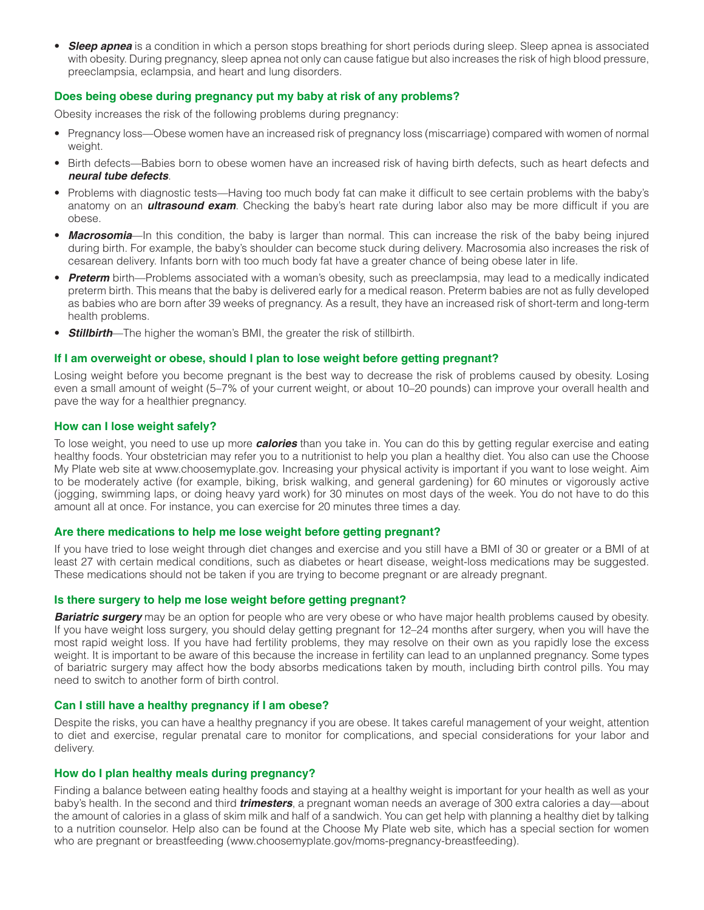- ***Sleep apnea*** is a condition in which a person stops breathing for short periods during sleep. Sleep apnea is associated with obesity. During pregnancy, sleep apnea not only can cause fatigue but also increases the risk of high blood pressure, preeclampsia, eclampsia, and heart and lung disorders.

### Does being obese during pregnancy put my baby at risk of any problems?

Obesity increases the risk of the following problems during pregnancy:

- Pregnancy loss—Obese women have an increased risk of pregnancy loss (miscarriage) compared with women of normal weight.
- Birth defects—Babies born to obese women have an increased risk of having birth defects, such as heart defects and ***neural tube defects***.
- Problems with diagnostic tests—Having too much body fat can make it difficult to see certain problems with the baby's anatomy on an ***ultrasound exam***. Checking the baby's heart rate during labor also may be more difficult if you are obese.
- ***Macrosomia***—In this condition, the baby is larger than normal. This can increase the risk of the baby being injured during birth. For example, the baby's shoulder can become stuck during delivery. Macrosomia also increases the risk of cesarean delivery. Infants born with too much body fat have a greater chance of being obese later in life.
- ***Preterm*** birth—Problems associated with a woman's obesity, such as preeclampsia, may lead to a medically indicated preterm birth. This means that the baby is delivered early for a medical reason. Preterm babies are not as fully developed as babies who are born after 39 weeks of pregnancy. As a result, they have an increased risk of short-term and long-term health problems.
- ***Stillbirth***—The higher the woman's BMI, the greater the risk of stillbirth.

### If I am overweight or obese, should I plan to lose weight before getting pregnant?

Losing weight before you become pregnant is the best way to decrease the risk of problems caused by obesity. Losing even a small amount of weight (5–7% of your current weight, or about 10–20 pounds) can improve your overall health and pave the way for a healthier pregnancy.

### How can I lose weight safely?

To lose weight, you need to use up more ***calories*** than you take in. You can do this by getting regular exercise and eating healthy foods. Your obstetrician may refer you to a nutritionist to help you plan a healthy diet. You also can use the Choose My Plate web site at www.choosemyplate.gov. Increasing your physical activity is important if you want to lose weight. Aim to be moderately active (for example, biking, brisk walking, and general gardening) for 60 minutes or vigorously active (jogging, swimming laps, or doing heavy yard work) for 30 minutes on most days of the week. You do not have to do this amount all at once. For instance, you can exercise for 20 minutes three times a day.

### Are there medications to help me lose weight before getting pregnant?

If you have tried to lose weight through diet changes and exercise and you still have a BMI of 30 or greater or a BMI of at least 27 with certain medical conditions, such as diabetes or heart disease, weight-loss medications may be suggested. These medications should not be taken if you are trying to become pregnant or are already pregnant.

### Is there surgery to help me lose weight before getting pregnant?

***Bariatric surgery*** may be an option for people who are very obese or who have major health problems caused by obesity. If you have weight loss surgery, you should delay getting pregnant for 12–24 months after surgery, when you will have the most rapid weight loss. If you have had fertility problems, they may resolve on their own as you rapidly lose the excess weight. It is important to be aware of this because the increase in fertility can lead to an unplanned pregnancy. Some types of bariatric surgery may affect how the body absorbs medications taken by mouth, including birth control pills. You may need to switch to another form of birth control.

### Can I still have a healthy pregnancy if I am obese?

Despite the risks, you can have a healthy pregnancy if you are obese. It takes careful management of your weight, attention to diet and exercise, regular prenatal care to monitor for complications, and special considerations for your labor and delivery.

### How do I plan healthy meals during pregnancy?

Finding a balance between eating healthy foods and staying at a healthy weight is important for your health as well as your baby's health. In the second and third ***trimesters***, a pregnant woman needs an average of 300 extra calories a day—about the amount of calories in a glass of skim milk and half of a sandwich. You can get help with planning a healthy diet by talking to a nutrition counselor. Help also can be found at the Choose My Plate web site, which has a special section for women who are pregnant or breastfeeding (www.choosemyplate.gov/moms-pregnancy-breastfeeding).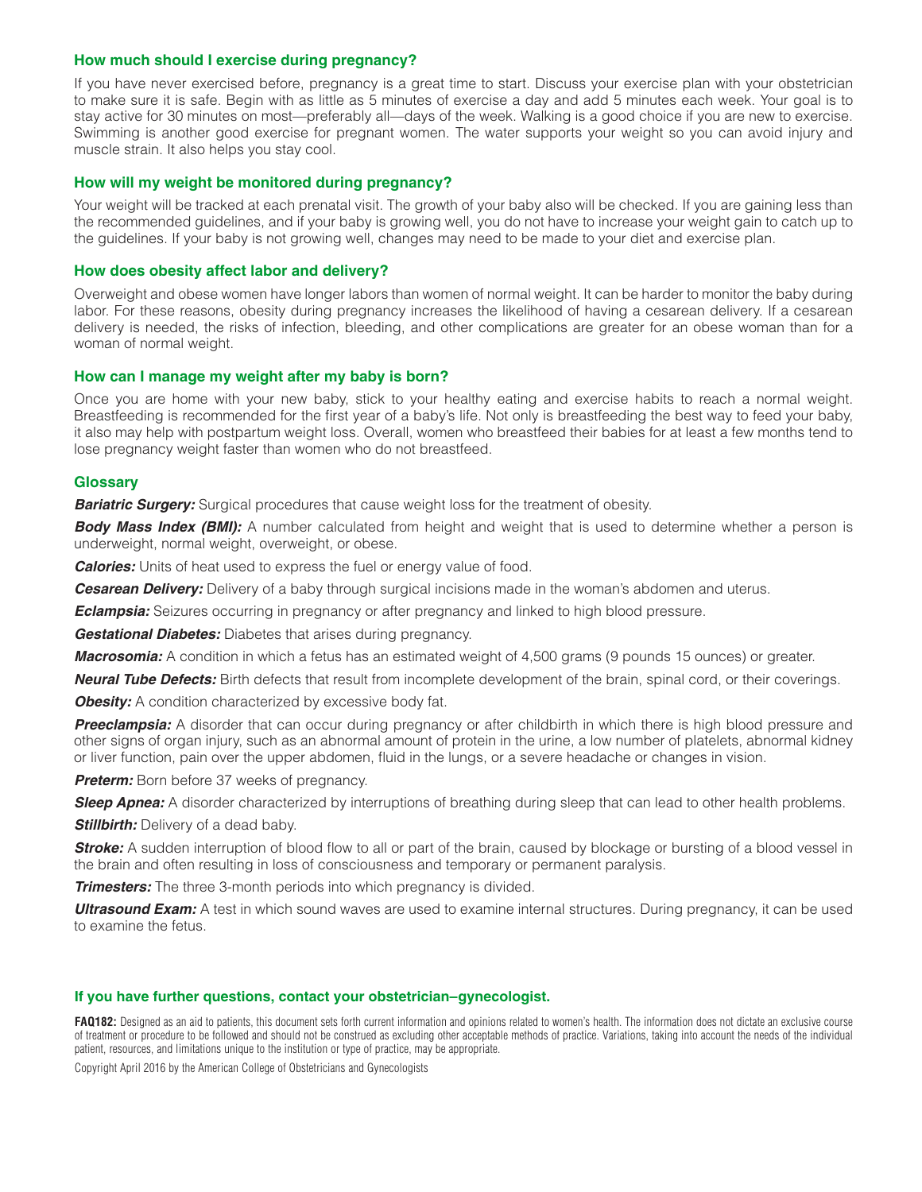### How much should I exercise during pregnancy?

If you have never exercised before, pregnancy is a great time to start. Discuss your exercise plan with your obstetrician to make sure it is safe. Begin with as little as 5 minutes of exercise a day and add 5 minutes each week. Your goal is to stay active for 30 minutes on most—preferably all—days of the week. Walking is a good choice if you are new to exercise. Swimming is another good exercise for pregnant women. The water supports your weight so you can avoid injury and muscle strain. It also helps you stay cool.

### How will my weight be monitored during pregnancy?

Your weight will be tracked at each prenatal visit. The growth of your baby also will be checked. If you are gaining less than the recommended guidelines, and if your baby is growing well, you do not have to increase your weight gain to catch up to the guidelines. If your baby is not growing well, changes may need to be made to your diet and exercise plan.

### How does obesity affect labor and delivery?

Overweight and obese women have longer labors than women of normal weight. It can be harder to monitor the baby during labor. For these reasons, obesity during pregnancy increases the likelihood of having a cesarean delivery. If a cesarean delivery is needed, the risks of infection, bleeding, and other complications are greater for an obese woman than for a woman of normal weight.

### How can I manage my weight after my baby is born?

Once you are home with your new baby, stick to your healthy eating and exercise habits to reach a normal weight. Breastfeeding is recommended for the first year of a baby's life. Not only is breastfeeding the best way to feed your baby, it also may help with postpartum weight loss. Overall, women who breastfeed their babies for at least a few months tend to lose pregnancy weight faster than women who do not breastfeed.

### Glossary

***Bariatric Surgery:*** Surgical procedures that cause weight loss for the treatment of obesity.

***Body Mass Index (BMI):*** A number calculated from height and weight that is used to determine whether a person is underweight, normal weight, overweight, or obese.

***Calories:*** Units of heat used to express the fuel or energy value of food.

***Cesarean Delivery:*** Delivery of a baby through surgical incisions made in the woman's abdomen and uterus.

***Eclampsia:*** Seizures occurring in pregnancy or after pregnancy and linked to high blood pressure.

***Gestational Diabetes:*** Diabetes that arises during pregnancy.

***Macrosomia:*** A condition in which a fetus has an estimated weight of 4,500 grams (9 pounds 15 ounces) or greater.

***Neural Tube Defects:*** Birth defects that result from incomplete development of the brain, spinal cord, or their coverings.

***Obesity:*** A condition characterized by excessive body fat.

***Preeclampsia:*** A disorder that can occur during pregnancy or after childbirth in which there is high blood pressure and other signs of organ injury, such as an abnormal amount of protein in the urine, a low number of platelets, abnormal kidney or liver function, pain over the upper abdomen, fluid in the lungs, or a severe headache or changes in vision.

***Preterm:*** Born before 37 weeks of pregnancy.

***Sleep Apnea:*** A disorder characterized by interruptions of breathing during sleep that can lead to other health problems.

***Stillbirth:*** Delivery of a dead baby.

***Stroke:*** A sudden interruption of blood flow to all or part of the brain, caused by blockage or bursting of a blood vessel in the brain and often resulting in loss of consciousness and temporary or permanent paralysis.

***Trimesters:*** The three 3-month periods into which pregnancy is divided.

***Ultrasound Exam:*** A test in which sound waves are used to examine internal structures. During pregnancy, it can be used to examine the fetus.

**If you have further questions, contact your obstetrician–gynecologist.**

**FAQ182:** Designed as an aid to patients, this document sets forth current information and opinions related to women's health. The information does not dictate an exclusive course of treatment or procedure to be followed and should not be construed as excluding other acceptable methods of practice. Variations, taking into account the needs of the individual patient, resources, and limitations unique to the institution or type of practice, may be appropriate.

Copyright April 2016 by the American College of Obstetricians and Gynecologists